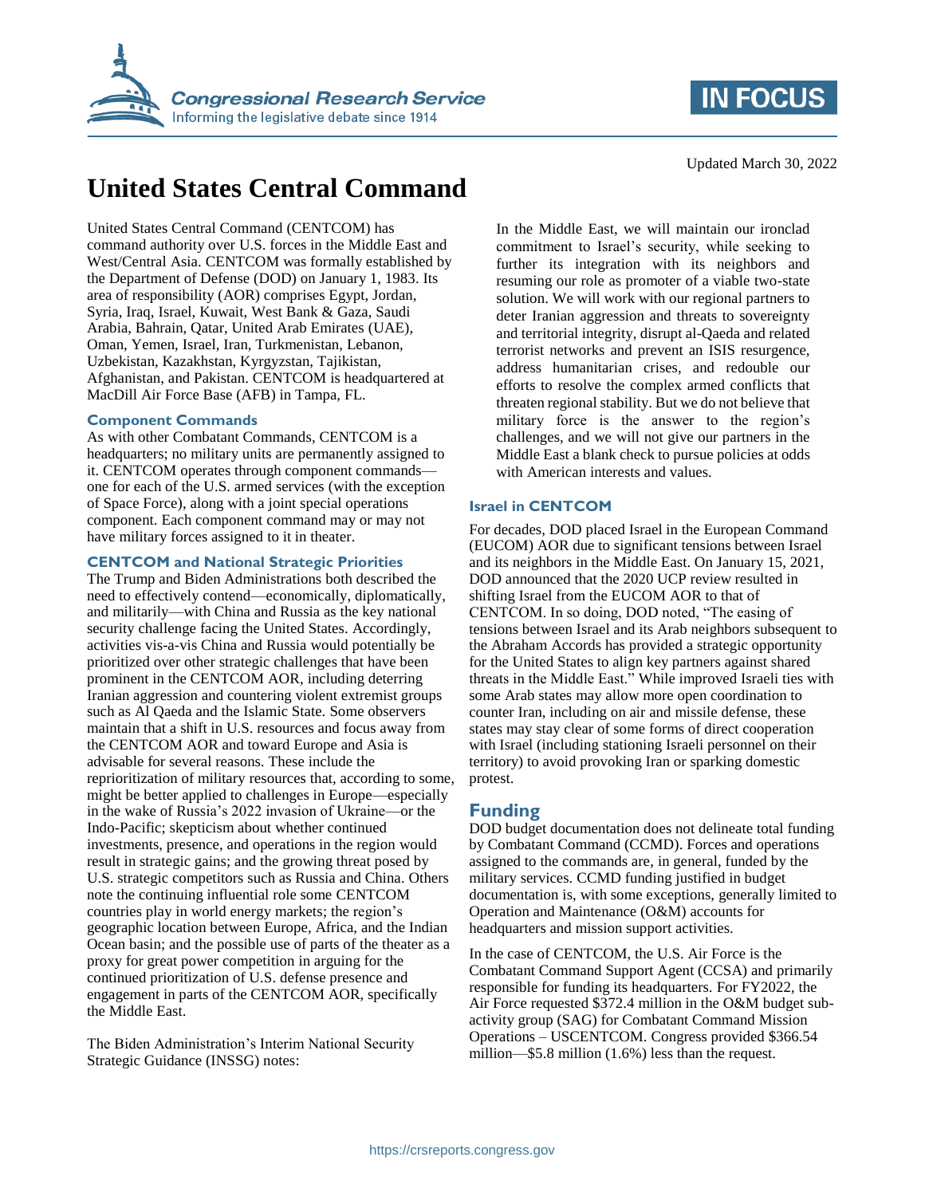# United States Central Command

Updated March 30, 2022

United States Central Command (CENTCOM) has command authority over U.S. forces in the Middle East and West/Central Asia. CENTCOM was formally established by the Department of Defense (DOD) on January 1, 1983. Its area of responsibility (AOR) comprises Egypt, Jordan, Syria, Iraq, Israel, Kuwait, West Bank & Gaza, Saudi Arabia, Bahrain, Qatar, United Arab Emirates (UAE), Oman, Yemen, Israel, Iran, Turkmenistan, Lebanon, Uzbekistan, Kazakhstan, Kyrgyzstan, Tajikistan, Afghanistan, and Pakistan. CENTCOM is headquartered at MacDill Air Force Base (AFB) in Tampa, FL.

### Component Commands

As with other Combatant Commands, CENTCOM is a headquarters; no military units are permanently assigned to it. CENTCOM operates through component commands—one for each of the U.S. armed services (with the exception of Space Force), along with a joint special operations component. Each component command may or may not have military forces assigned to it in theater.

### CENTCOM and National Strategic Priorities

The Trump and Biden Administrations both described the need to effectively contend—economically, diplomatically, and militarily—with China and Russia as the key national security challenge facing the United States. Accordingly, activities vis-a-vis China and Russia would potentially be prioritized over other strategic challenges that have been prominent in the CENTCOM AOR, including deterring Iranian aggression and countering violent extremist groups such as Al Qaeda and the Islamic State. Some observers maintain that a shift in U.S. resources and focus away from the CENTCOM AOR and toward Europe and Asia is advisable for several reasons. These include the reprioritization of military resources that, according to some, might be better applied to challenges in Europe—especially in the wake of Russia's 2022 invasion of Ukraine—or the Indo-Pacific; skepticism about whether continued investments, presence, and operations in the region would result in strategic gains; and the growing threat posed by U.S. strategic competitors such as Russia and China. Others note the continuing influential role some CENTCOM countries play in world energy markets; the region's geographic location between Europe, Africa, and the Indian Ocean basin; and the possible use of parts of the theater as a proxy for great power competition in arguing for the continued prioritization of U.S. defense presence and engagement in parts of the CENTCOM AOR, specifically the Middle East.

The Biden Administration's Interim National Security Strategic Guidance (INSSG) notes:

> In the Middle East, we will maintain our ironclad commitment to Israel's security, while seeking to further its integration with its neighbors and resuming our role as promoter of a viable two-state solution. We will work with our regional partners to deter Iranian aggression and threats to sovereignty and territorial integrity, disrupt al-Qaeda and related terrorist networks and prevent an ISIS resurgence, address humanitarian crises, and redouble our efforts to resolve the complex armed conflicts that threaten regional stability. But we do not believe that military force is the answer to the region's challenges, and we will not give our partners in the Middle East a blank check to pursue policies at odds with American interests and values.

### Israel in CENTCOM

For decades, DOD placed Israel in the European Command (EUCOM) AOR due to significant tensions between Israel and its neighbors in the Middle East. On January 15, 2021, DOD announced that the 2020 UCP review resulted in shifting Israel from the EUCOM AOR to that of CENTCOM. In so doing, DOD noted, "The easing of tensions between Israel and its Arab neighbors subsequent to the Abraham Accords has provided a strategic opportunity for the United States to align key partners against shared threats in the Middle East." While improved Israeli ties with some Arab states may allow more open coordination to counter Iran, including on air and missile defense, these states may stay clear of some forms of direct cooperation with Israel (including stationing Israeli personnel on their territory) to avoid provoking Iran or sparking domestic protest.

## Funding

DOD budget documentation does not delineate total funding by Combatant Command (CCMD). Forces and operations assigned to the commands are, in general, funded by the military services. CCMD funding justified in budget documentation is, with some exceptions, generally limited to Operation and Maintenance (O&M) accounts for headquarters and mission support activities.

In the case of CENTCOM, the U.S. Air Force is the Combatant Command Support Agent (CCSA) and primarily responsible for funding its headquarters. For FY2022, the Air Force requested $372.4 million in the O&M budget sub-activity group (SAG) for Combatant Command Mission Operations – USCENTCOM. Congress provided $366.54 million—$5.8 million (1.6%) less than the request.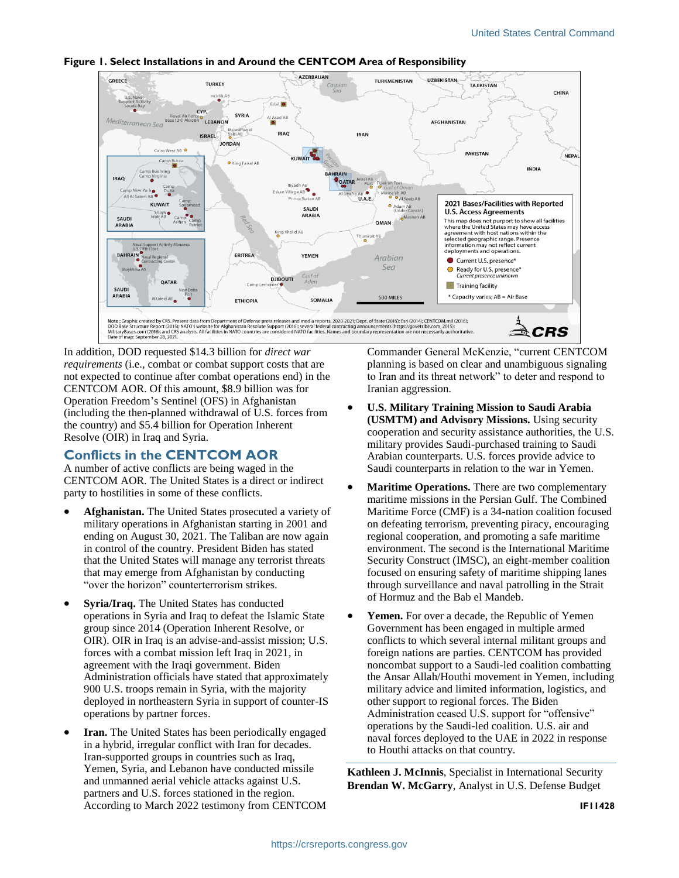**Figure 1. Select Installations in and Around the CENTCOM Area of Responsibility**

Note: Graphic created by CRS. Present data from Department of Defense press releases and media reports, 2020-2021; Dept. of State (2013); Esri (2014); CENTCOM.mil (2016); DOD Base Structure Report (2015); NATO's website for Afghanistan Resolute Support (2016); several federal contracting announcements (https://govetribe.com, 2015); MilitaryBases.com (2016); and CRS analysis. All facilities in NATO countries are considered NATO facilities. Names and boundary representation are not necessarily authoritative. Date of map: September 28, 2021.

In addition, DOD requested $14.3 billion for *direct war requirements* (i.e., combat or combat support costs that are not expected to continue after combat operations end) in the CENTCOM AOR. Of this amount, $8.9 billion was for Operation Freedom's Sentinel (OFS) in Afghanistan (including the then-planned withdrawal of U.S. forces from the country) and $5.4 billion for Operation Inherent Resolve (OIR) in Iraq and Syria.

## Conflicts in the CENTCOM AOR

A number of active conflicts are being waged in the CENTCOM AOR. The United States is a direct or indirect party to hostilities in some of these conflicts.

- **Afghanistan.** The United States prosecuted a variety of military operations in Afghanistan starting in 2001 and ending on August 30, 2021. The Taliban are now again in control of the country. President Biden has stated that the United States will manage any terrorist threats that may emerge from Afghanistan by conducting "over the horizon" counterterrorism strikes.
- **Syria/Iraq.** The United States has conducted operations in Syria and Iraq to defeat the Islamic State group since 2014 (Operation Inherent Resolve, or OIR). OIR in Iraq is an advise-and-assist mission; U.S. forces with a combat mission left Iraq in 2021, in agreement with the Iraqi government. Biden Administration officials have stated that approximately 900 U.S. troops remain in Syria, with the majority deployed in northeastern Syria in support of counter-IS operations by partner forces.
- **Iran.** The United States has been periodically engaged in a hybrid, irregular conflict with Iran for decades. Iran-supported groups in countries such as Iraq, Yemen, Syria, and Lebanon have conducted missile and unmanned aerial vehicle attacks against U.S. partners and U.S. forces stationed in the region. According to March 2022 testimony from CENTCOM Commander General McKenzie, "current CENTCOM planning is based on clear and unambiguous signaling to Iran and its threat network" to deter and respond to Iranian aggression.
- **U.S. Military Training Mission to Saudi Arabia (USMTM) and Advisory Missions.** Using security cooperation and security assistance authorities, the U.S. military provides Saudi-purchased training to Saudi Arabian counterparts. U.S. forces provide advice to Saudi counterparts in relation to the war in Yemen.
- **Maritime Operations.** There are two complementary maritime missions in the Persian Gulf. The Combined Maritime Force (CMF) is a 34-nation coalition focused on defeating terrorism, preventing piracy, encouraging regional cooperation, and promoting a safe maritime environment. The second is the International Maritime Security Construct (IMSC), an eight-member coalition focused on ensuring safety of maritime shipping lanes through surveillance and naval patrolling in the Strait of Hormuz and the Bab el Mandeb.
- **Yemen.** For over a decade, the Republic of Yemen Government has been engaged in multiple armed conflicts to which several internal militant groups and foreign nations are parties. CENTCOM has provided noncombat support to a Saudi-led coalition combatting the Ansar Allah/Houthi movement in Yemen, including military advice and limited information, logistics, and other support to regional forces. The Biden Administration ceased U.S. support for "offensive" operations by the Saudi-led coalition. U.S. air and naval forces deployed to the UAE in 2022 in response to Houthi attacks on that country.

**Kathleen J. McInnis**, Specialist in International Security
**Brendan W. McGarry**, Analyst in U.S. Defense Budget

IF11428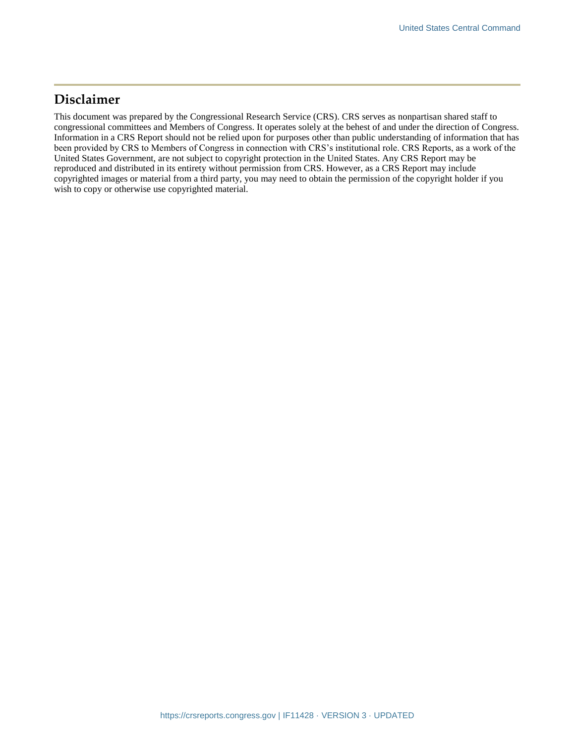## Disclaimer

This document was prepared by the Congressional Research Service (CRS). CRS serves as nonpartisan shared staff to congressional committees and Members of Congress. It operates solely at the behest of and under the direction of Congress. Information in a CRS Report should not be relied upon for purposes other than public understanding of information that has been provided by CRS to Members of Congress in connection with CRS's institutional role. CRS Reports, as a work of the United States Government, are not subject to copyright protection in the United States. Any CRS Report may be reproduced and distributed in its entirety without permission from CRS. However, as a CRS Report may include copyrighted images or material from a third party, you may need to obtain the permission of the copyright holder if you wish to copy or otherwise use copyrighted material.